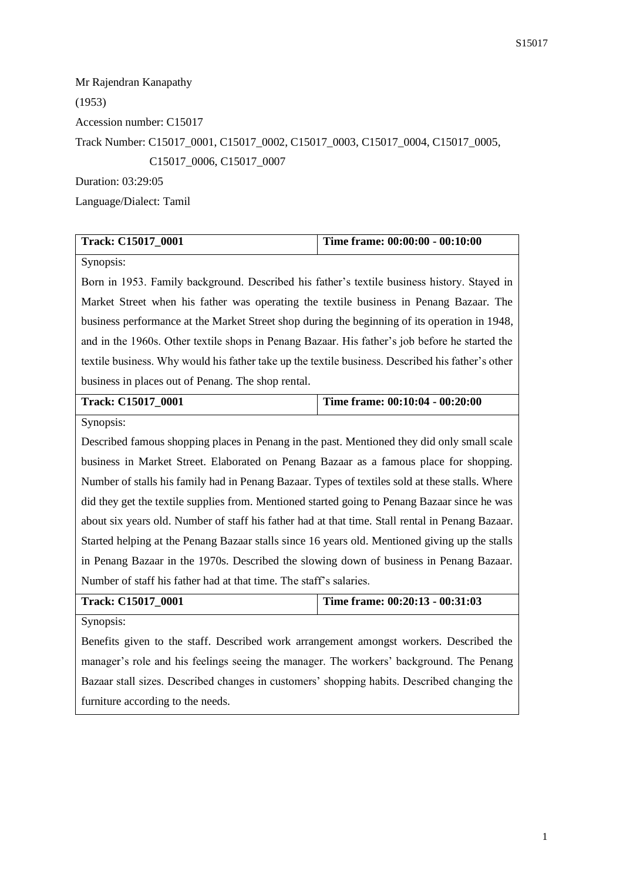Mr Rajendran Kanapathy

(1953)

Accession number: C15017

Track Number: C15017_0001, C15017_0002, C15017_0003, C15017_0004, C15017_0005, C15017_0006, C15017_0007

Duration: 03:29:05

Language/Dialect: Tamil

| **Track: C15017_0001** | **Time frame: 00:00:00 - 00:10:00** |
|---|---|
| Synopsis:<br>Born in 1953. Family background. Described his father's textile business history. Stayed in Market Street when his father was operating the textile business in Penang Bazaar. The business performance at the Market Street shop during the beginning of its operation in 1948, and in the 1960s. Other textile shops in Penang Bazaar. His father's job before he started the textile business. Why would his father take up the textile business. Described his father's other business in places out of Penang. The shop rental. | |
| **Track: C15017_0001** | **Time frame: 00:10:04 - 00:20:00** |
| Synopsis:<br>Described famous shopping places in Penang in the past. Mentioned they did only small scale business in Market Street. Elaborated on Penang Bazaar as a famous place for shopping. Number of stalls his family had in Penang Bazaar. Types of textiles sold at these stalls. Where did they get the textile supplies from. Mentioned started going to Penang Bazaar since he was about six years old. Number of staff his father had at that time. Stall rental in Penang Bazaar. Started helping at the Penang Bazaar stalls since 16 years old. Mentioned giving up the stalls in Penang Bazaar in the 1970s. Described the slowing down of business in Penang Bazaar. Number of staff his father had at that time. The staff's salaries. | |
| **Track: C15017_0001** | **Time frame: 00:20:13 - 00:31:03** |
| Synopsis:<br>Benefits given to the staff. Described work arrangement amongst workers. Described the manager's role and his feelings seeing the manager. The workers' background. The Penang Bazaar stall sizes. Described changes in customers' shopping habits. Described changing the furniture according to the needs. | |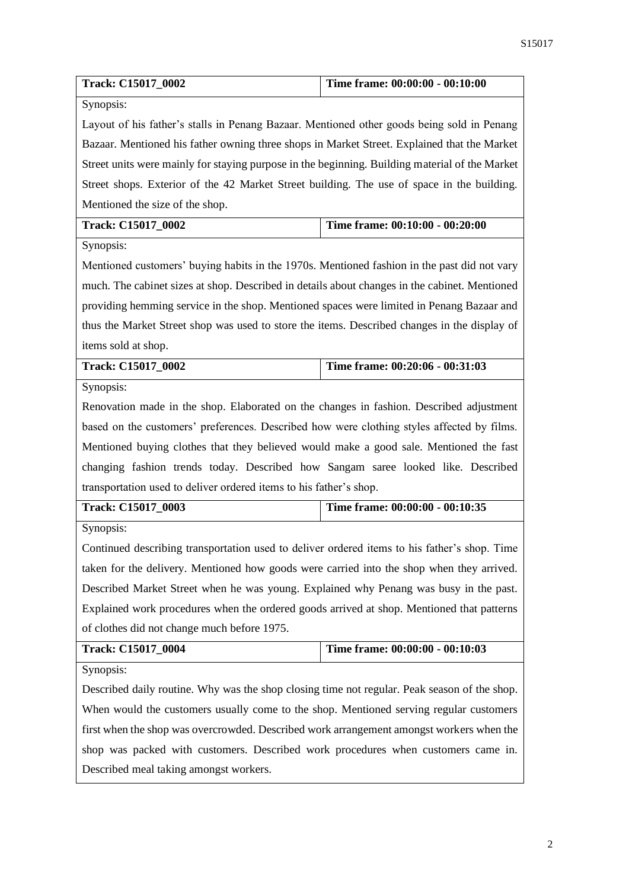| Track: C15017_0002 | Time frame: 00:00:00 - 00:10:00 |
|---|---|
| Synopsis: | |
| Layout of his father's stalls in Penang Bazaar. Mentioned other goods being sold in Penang Bazaar. Mentioned his father owning three shops in Market Street. Explained that the Market Street units were mainly for staying purpose in the beginning. Building material of the Market Street shops. Exterior of the 42 Market Street building. The use of space in the building. Mentioned the size of the shop. | |
| **Track: C15017_0002** | **Time frame: 00:10:00 - 00:20:00** |
| Synopsis: | |
| Mentioned customers' buying habits in the 1970s. Mentioned fashion in the past did not vary much. The cabinet sizes at shop. Described in details about changes in the cabinet. Mentioned providing hemming service in the shop. Mentioned spaces were limited in Penang Bazaar and thus the Market Street shop was used to store the items. Described changes in the display of items sold at shop. | |
| **Track: C15017_0002** | **Time frame: 00:20:06 - 00:31:03** |
| Synopsis: | |
| Renovation made in the shop. Elaborated on the changes in fashion. Described adjustment based on the customers' preferences. Described how were clothing styles affected by films. Mentioned buying clothes that they believed would make a good sale. Mentioned the fast changing fashion trends today. Described how Sangam saree looked like. Described transportation used to deliver ordered items to his father's shop. | |
| **Track: C15017_0003** | **Time frame: 00:00:00 - 00:10:35** |
| Synopsis: | |
| Continued describing transportation used to deliver ordered items to his father's shop. Time taken for the delivery. Mentioned how goods were carried into the shop when they arrived. Described Market Street when he was young. Explained why Penang was busy in the past. Explained work procedures when the ordered goods arrived at shop. Mentioned that patterns of clothes did not change much before 1975. | |
| **Track: C15017_0004** | **Time frame: 00:00:00 - 00:10:03** |
| Synopsis: | |
| Described daily routine. Why was the shop closing time not regular. Peak season of the shop. When would the customers usually come to the shop. Mentioned serving regular customers first when the shop was overcrowded. Described work arrangement amongst workers when the shop was packed with customers. Described work procedures when customers came in. Described meal taking amongst workers. | |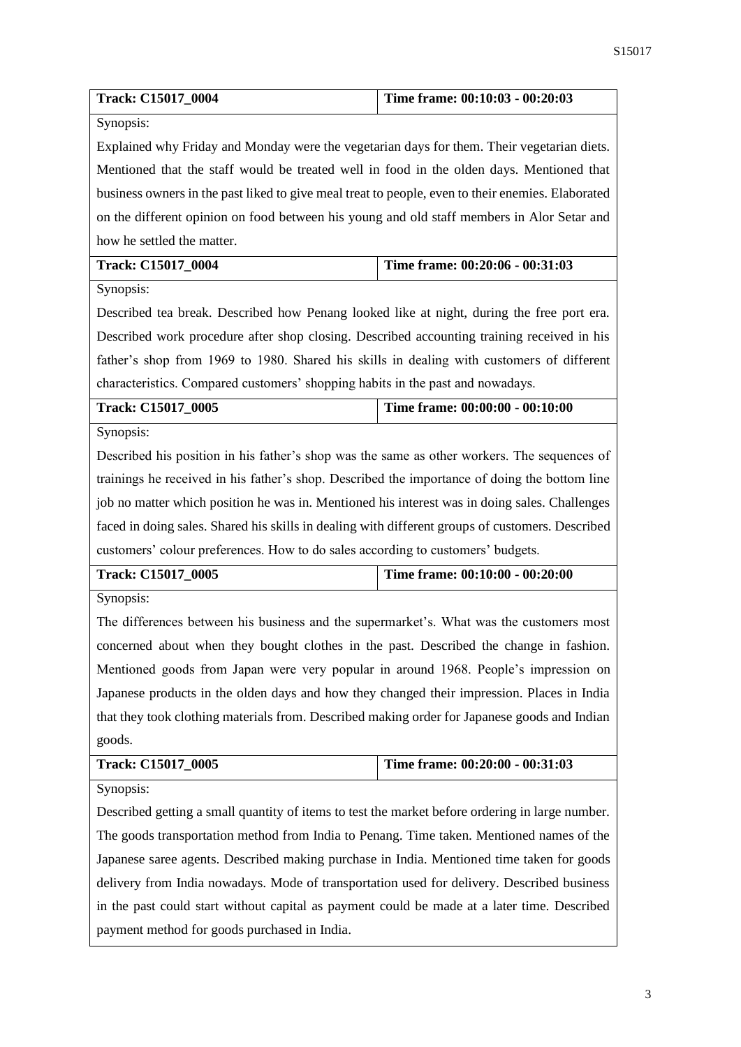| Track: C15017_0004 | Time frame: 00:10:03 - 00:20:03 |
|---|---|
| Synopsis: Explained why Friday and Monday were the vegetarian days for them. Their vegetarian diets. Mentioned that the staff would be treated well in food in the olden days. Mentioned that business owners in the past liked to give meal treat to people, even to their enemies. Elaborated on the different opinion on food between his young and old staff members in Alor Setar and how he settled the matter. | |

| Track: C15017_0004 | Time frame: 00:20:06 - 00:31:03 |
|---|---|
| Synopsis: Described tea break. Described how Penang looked like at night, during the free port era. Described work procedure after shop closing. Described accounting training received in his father's shop from 1969 to 1980. Shared his skills in dealing with customers of different characteristics. Compared customers' shopping habits in the past and nowadays. | |

| Track: C15017_0005 | Time frame: 00:00:00 - 00:10:00 |
|---|---|
| Synopsis: Described his position in his father's shop was the same as other workers. The sequences of trainings he received in his father's shop. Described the importance of doing the bottom line job no matter which position he was in. Mentioned his interest was in doing sales. Challenges faced in doing sales. Shared his skills in dealing with different groups of customers. Described customers' colour preferences. How to do sales according to customers' budgets. | |

| Track: C15017_0005 | Time frame: 00:10:00 - 00:20:00 |
|---|---|
| Synopsis: The differences between his business and the supermarket's. What was the customers most concerned about when they bought clothes in the past. Described the change in fashion. Mentioned goods from Japan were very popular in around 1968. People's impression on Japanese products in the olden days and how they changed their impression. Places in India that they took clothing materials from. Described making order for Japanese goods and Indian goods. | |

| Track: C15017_0005 | Time frame: 00:20:00 - 00:31:03 |
|---|---|
| Synopsis: Described getting a small quantity of items to test the market before ordering in large number. The goods transportation method from India to Penang. Time taken. Mentioned names of the Japanese saree agents. Described making purchase in India. Mentioned time taken for goods delivery from India nowadays. Mode of transportation used for delivery. Described business in the past could start without capital as payment could be made at a later time. Described payment method for goods purchased in India. | |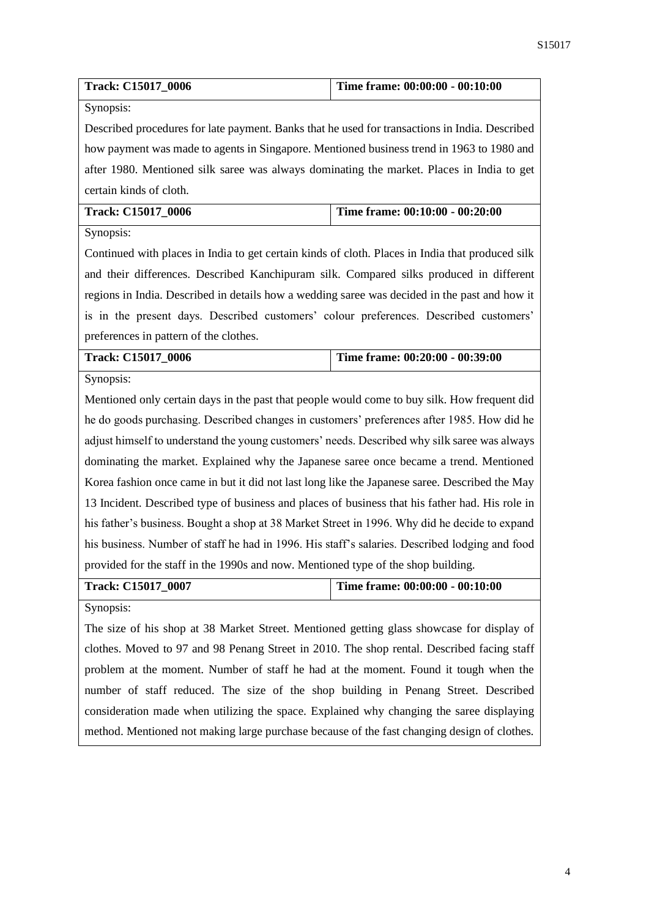| Track: C15017_0006 | Time frame: 00:00:00 - 00:10:00 |
|---|---|
| Synopsis: Described procedures for late payment. Banks that he used for transactions in India. Described how payment was made to agents in Singapore. Mentioned business trend in 1963 to 1980 and after 1980. Mentioned silk saree was always dominating the market. Places in India to get certain kinds of cloth. | |

| Track: C15017_0006 | Time frame: 00:10:00 - 00:20:00 |
|---|---|
| Synopsis: Continued with places in India to get certain kinds of cloth. Places in India that produced silk and their differences. Described Kanchipuram silk. Compared silks produced in different regions in India. Described in details how a wedding saree was decided in the past and how it is in the present days. Described customers' colour preferences. Described customers' preferences in pattern of the clothes. | |

| Track: C15017_0006 | Time frame: 00:20:00 - 00:39:00 |
|---|---|
| Synopsis: Mentioned only certain days in the past that people would come to buy silk. How frequent did he do goods purchasing. Described changes in customers' preferences after 1985. How did he adjust himself to understand the young customers' needs. Described why silk saree was always dominating the market. Explained why the Japanese saree once became a trend. Mentioned Korea fashion once came in but it did not last long like the Japanese saree. Described the May 13 Incident. Described type of business and places of business that his father had. His role in his father's business. Bought a shop at 38 Market Street in 1996. Why did he decide to expand his business. Number of staff he had in 1996. His staff's salaries. Described lodging and food provided for the staff in the 1990s and now. Mentioned type of the shop building. | |

| Track: C15017_0007 | Time frame: 00:00:00 - 00:10:00 |
|---|---|
| Synopsis: The size of his shop at 38 Market Street. Mentioned getting glass showcase for display of clothes. Moved to 97 and 98 Penang Street in 2010. The shop rental. Described facing staff problem at the moment. Number of staff he had at the moment. Found it tough when the number of staff reduced. The size of the shop building in Penang Street. Described consideration made when utilizing the space. Explained why changing the saree displaying method. Mentioned not making large purchase because of the fast changing design of clothes. | |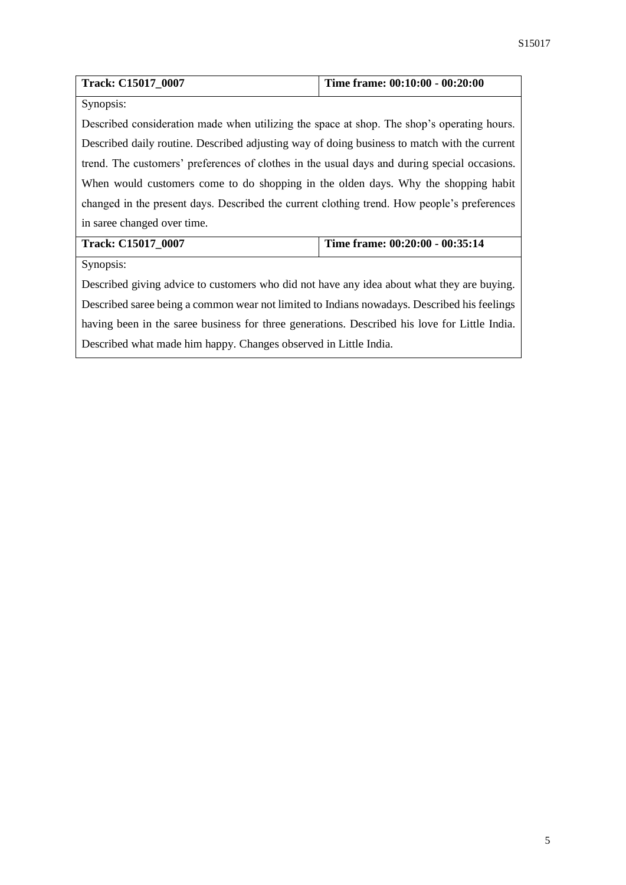| **Track: C15017_0007** | **Time frame: 00:10:00 - 00:20:00** |
|---|---|
| Synopsis: | |
| Described consideration made when utilizing the space at shop. The shop's operating hours. Described daily routine. Described adjusting way of doing business to match with the current trend. The customers' preferences of clothes in the usual days and during special occasions. When would customers come to do shopping in the olden days. Why the shopping habit changed in the present days. Described the current clothing trend. How people's preferences in saree changed over time. | |

| **Track: C15017_0007** | **Time frame: 00:20:00 - 00:35:14** |
|---|---|
| Synopsis: | |
| Described giving advice to customers who did not have any idea about what they are buying. Described saree being a common wear not limited to Indians nowadays. Described his feelings having been in the saree business for three generations. Described his love for Little India. Described what made him happy. Changes observed in Little India. | |